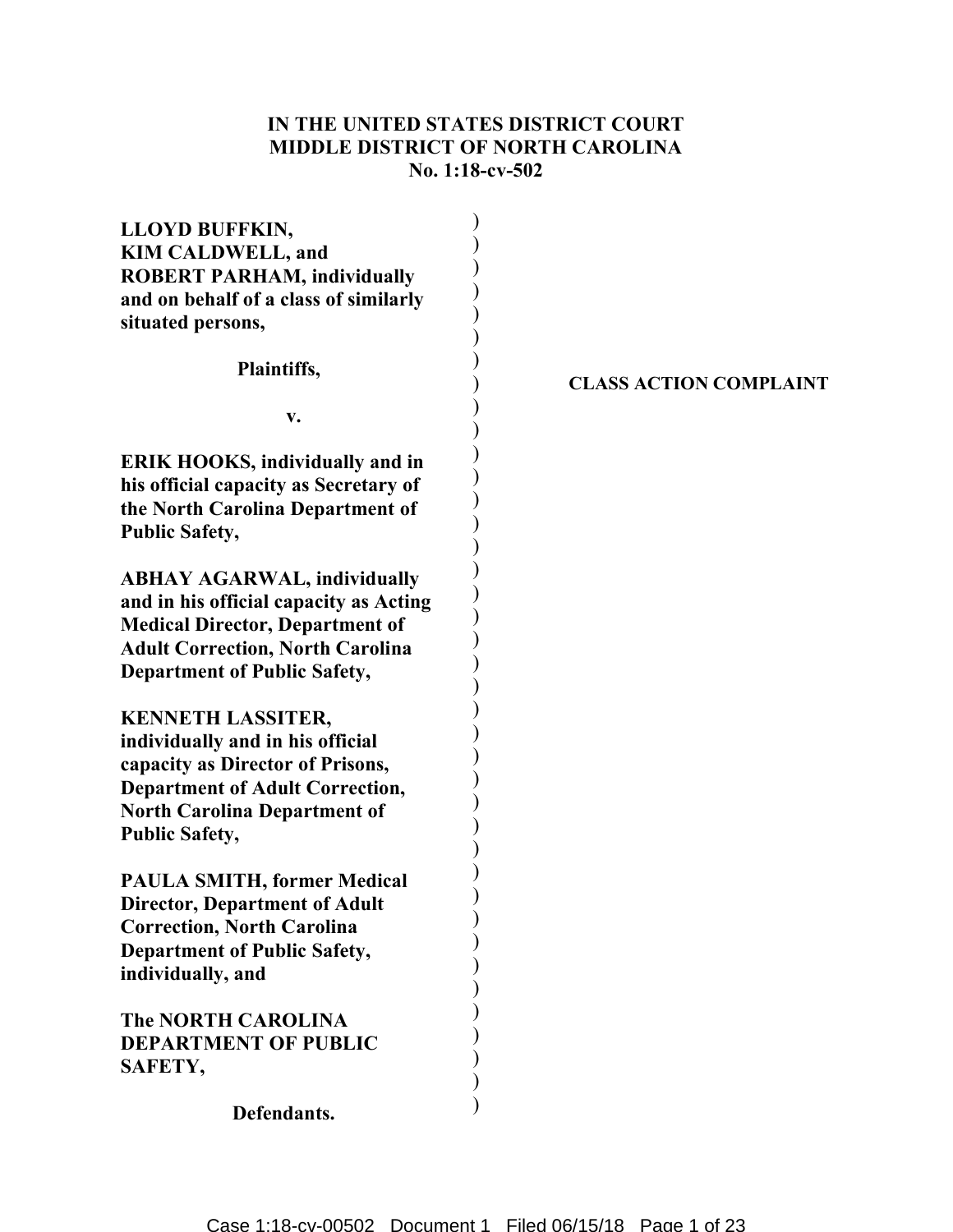**IN THE UNITED STATES DISTRICT COURT**
**MIDDLE DISTRICT OF NORTH CAROLINA**
**No. 1:18-cv-502**

**LLOYD BUFFKIN, KIM CALDWELL, and ROBERT PARHAM, individually and on behalf of a class of similarly situated persons,**

**Plaintiffs,**

**v.**

**ERIK HOOKS, individually and in his official capacity as Secretary of the North Carolina Department of Public Safety,**

**ABHAY AGARWAL, individually and in his official capacity as Acting Medical Director, Department of Adult Correction, North Carolina Department of Public Safety,**

**KENNETH LASSITER, individually and in his official capacity as Director of Prisons, Department of Adult Correction, North Carolina Department of Public Safety,**

**PAULA SMITH, former Medical Director, Department of Adult Correction, North Carolina Department of Public Safety, individually, and**

**The NORTH CAROLINA DEPARTMENT OF PUBLIC SAFETY,**

**Defendants.**

**CLASS ACTION COMPLAINT**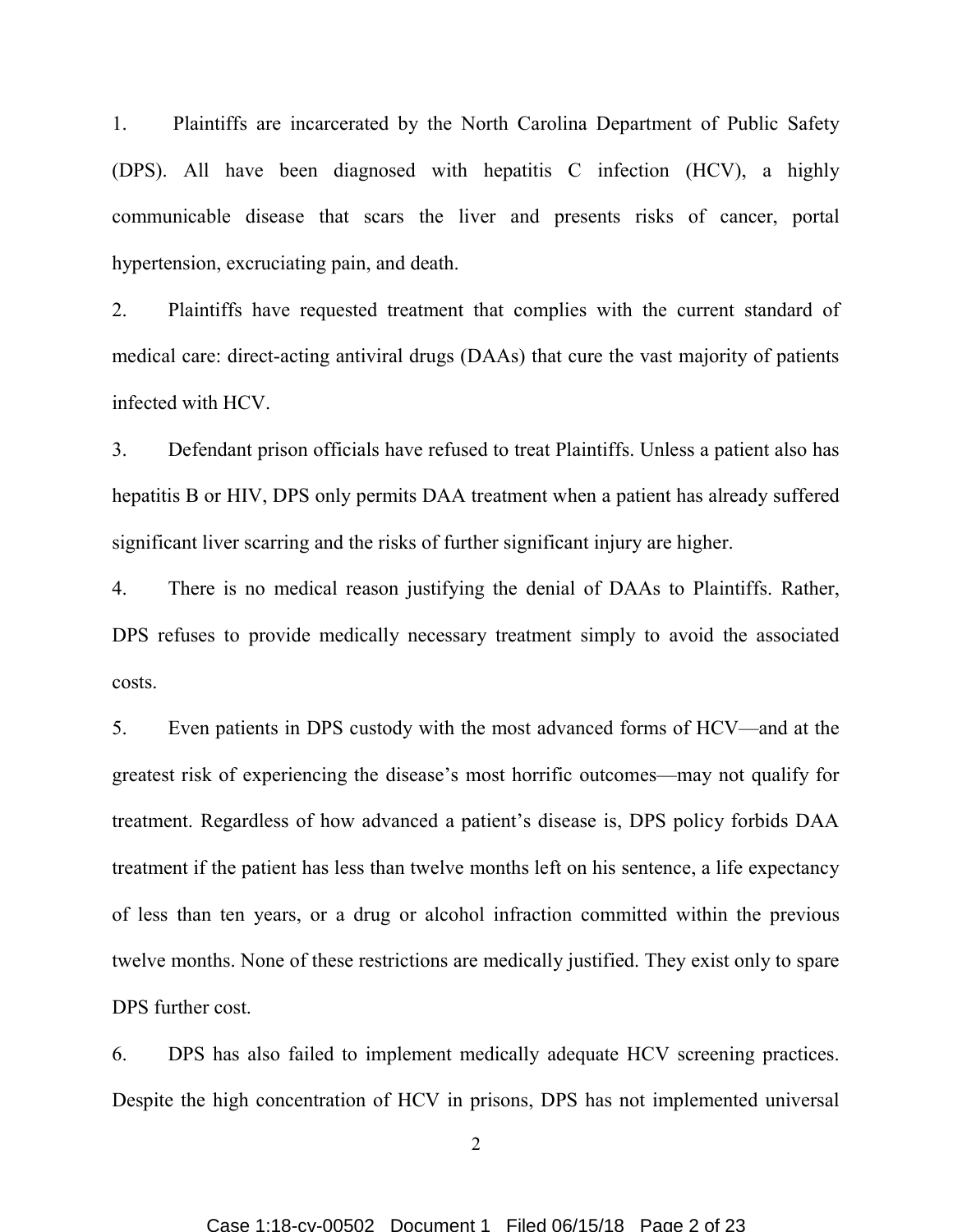1. Plaintiffs are incarcerated by the North Carolina Department of Public Safety (DPS). All have been diagnosed with hepatitis C infection (HCV), a highly communicable disease that scars the liver and presents risks of cancer, portal hypertension, excruciating pain, and death.

2. Plaintiffs have requested treatment that complies with the current standard of medical care: direct-acting antiviral drugs (DAAs) that cure the vast majority of patients infected with HCV.

3. Defendant prison officials have refused to treat Plaintiffs. Unless a patient also has hepatitis B or HIV, DPS only permits DAA treatment when a patient has already suffered significant liver scarring and the risks of further significant injury are higher.

4. There is no medical reason justifying the denial of DAAs to Plaintiffs. Rather, DPS refuses to provide medically necessary treatment simply to avoid the associated costs.

5. Even patients in DPS custody with the most advanced forms of HCV—and at the greatest risk of experiencing the disease's most horrific outcomes—may not qualify for treatment. Regardless of how advanced a patient's disease is, DPS policy forbids DAA treatment if the patient has less than twelve months left on his sentence, a life expectancy of less than ten years, or a drug or alcohol infraction committed within the previous twelve months. None of these restrictions are medically justified. They exist only to spare DPS further cost.

6. DPS has also failed to implement medically adequate HCV screening practices. Despite the high concentration of HCV in prisons, DPS has not implemented universal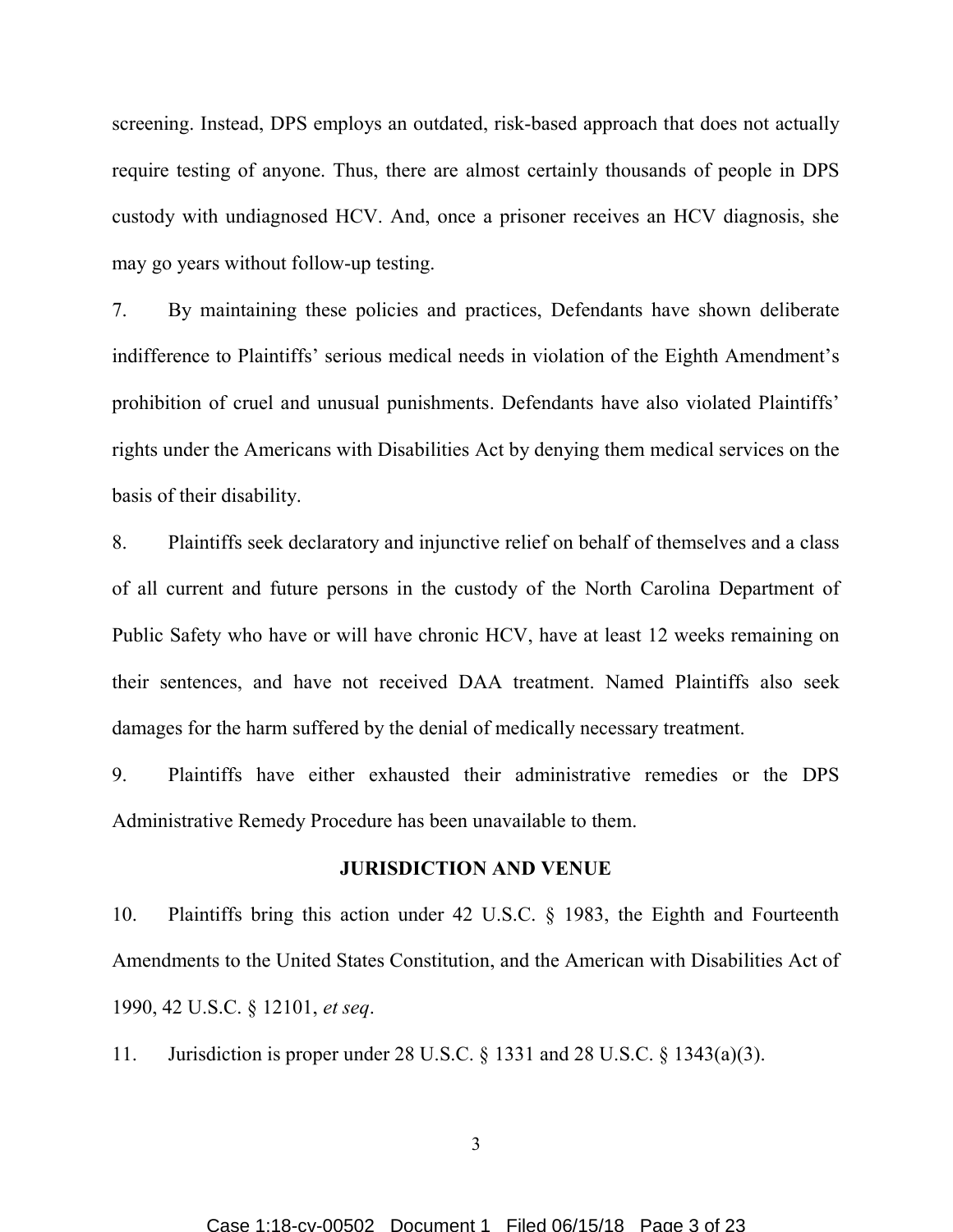screening. Instead, DPS employs an outdated, risk-based approach that does not actually require testing of anyone. Thus, there are almost certainly thousands of people in DPS custody with undiagnosed HCV. And, once a prisoner receives an HCV diagnosis, she may go years without follow-up testing.

7. By maintaining these policies and practices, Defendants have shown deliberate indifference to Plaintiffs' serious medical needs in violation of the Eighth Amendment's prohibition of cruel and unusual punishments. Defendants have also violated Plaintiffs' rights under the Americans with Disabilities Act by denying them medical services on the basis of their disability.

8. Plaintiffs seek declaratory and injunctive relief on behalf of themselves and a class of all current and future persons in the custody of the North Carolina Department of Public Safety who have or will have chronic HCV, have at least 12 weeks remaining on their sentences, and have not received DAA treatment. Named Plaintiffs also seek damages for the harm suffered by the denial of medically necessary treatment.

9. Plaintiffs have either exhausted their administrative remedies or the DPS Administrative Remedy Procedure has been unavailable to them.

## JURISDICTION AND VENUE

10. Plaintiffs bring this action under 42 U.S.C. § 1983, the Eighth and Fourteenth Amendments to the United States Constitution, and the American with Disabilities Act of 1990, 42 U.S.C. § 12101, *et seq*.

11. Jurisdiction is proper under 28 U.S.C. § 1331 and 28 U.S.C. § 1343(a)(3).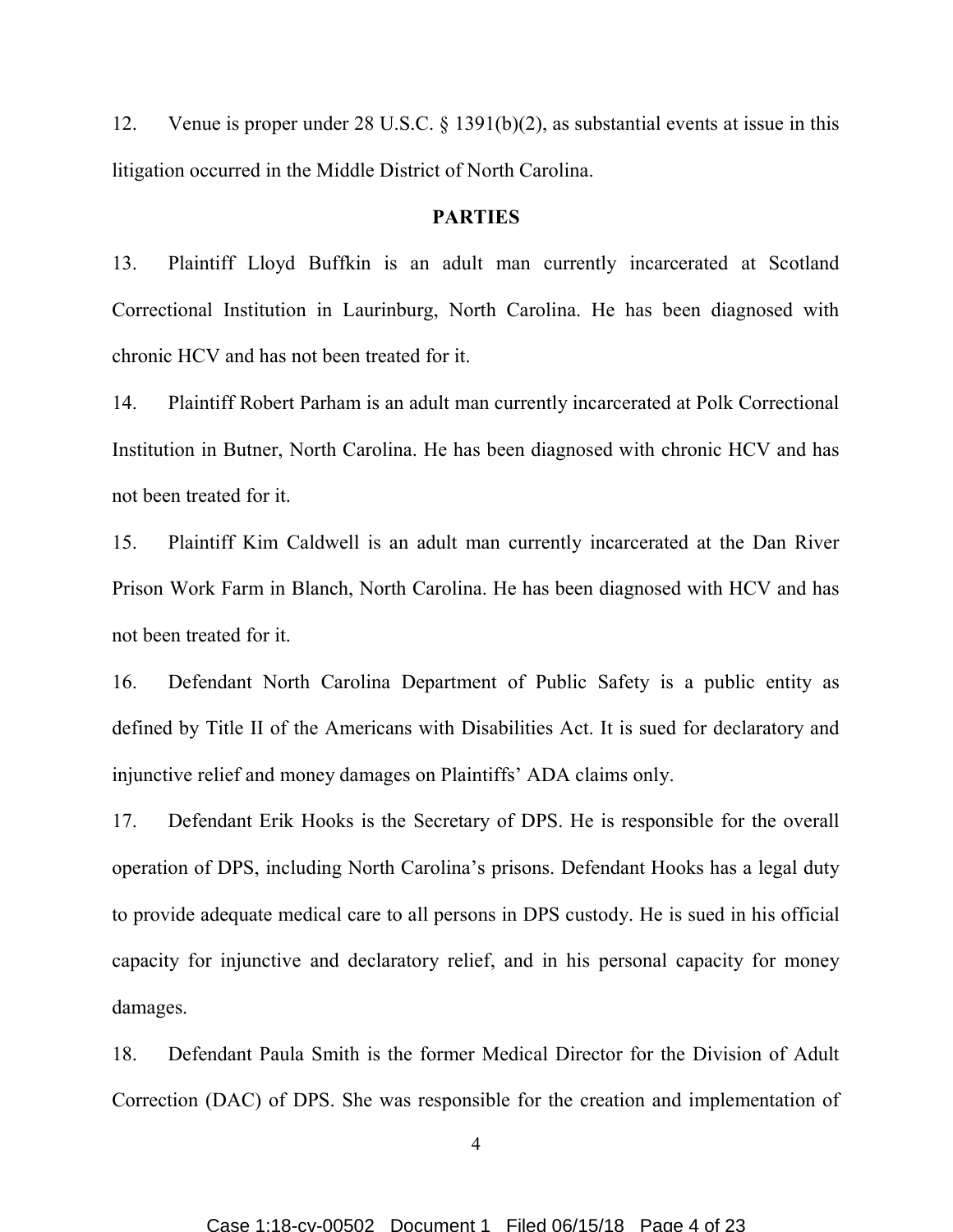12. Venue is proper under 28 U.S.C. § 1391(b)(2), as substantial events at issue in this litigation occurred in the Middle District of North Carolina.

## PARTIES

13. Plaintiff Lloyd Buffkin is an adult man currently incarcerated at Scotland Correctional Institution in Laurinburg, North Carolina. He has been diagnosed with chronic HCV and has not been treated for it.

14. Plaintiff Robert Parham is an adult man currently incarcerated at Polk Correctional Institution in Butner, North Carolina. He has been diagnosed with chronic HCV and has not been treated for it.

15. Plaintiff Kim Caldwell is an adult man currently incarcerated at the Dan River Prison Work Farm in Blanch, North Carolina. He has been diagnosed with HCV and has not been treated for it.

16. Defendant North Carolina Department of Public Safety is a public entity as defined by Title II of the Americans with Disabilities Act. It is sued for declaratory and injunctive relief and money damages on Plaintiffs' ADA claims only.

17. Defendant Erik Hooks is the Secretary of DPS. He is responsible for the overall operation of DPS, including North Carolina's prisons. Defendant Hooks has a legal duty to provide adequate medical care to all persons in DPS custody. He is sued in his official capacity for injunctive and declaratory relief, and in his personal capacity for money damages.

18. Defendant Paula Smith is the former Medical Director for the Division of Adult Correction (DAC) of DPS. She was responsible for the creation and implementation of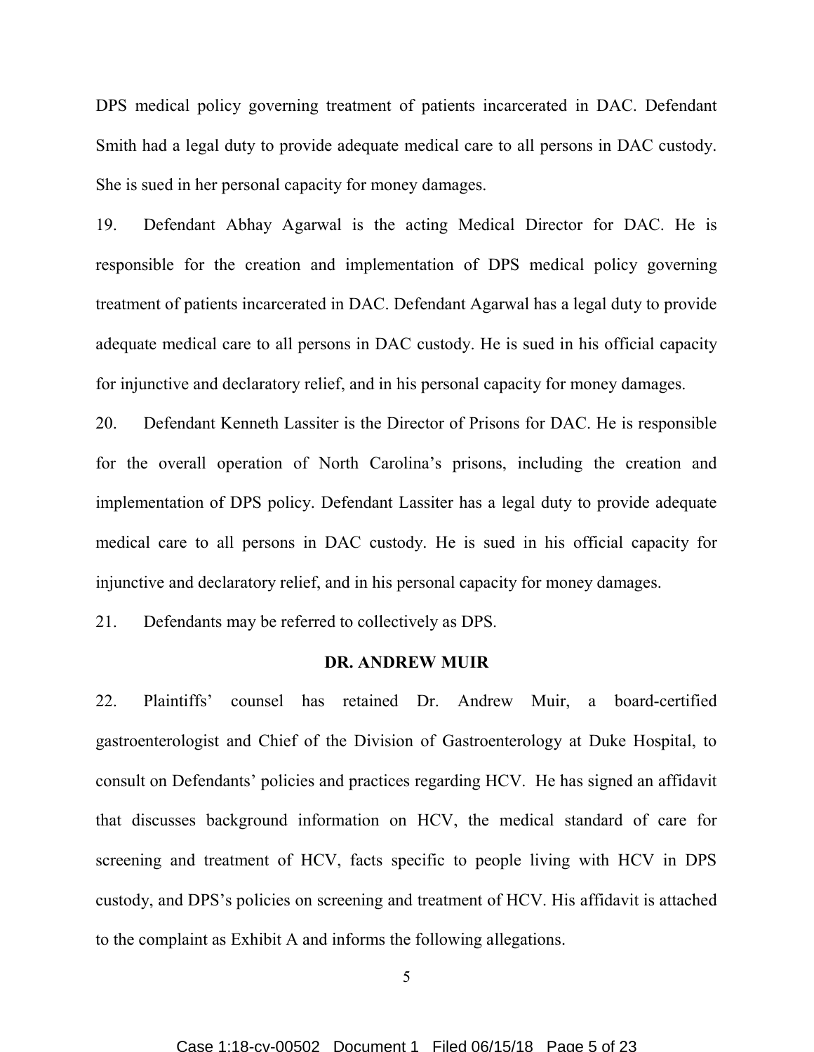DPS medical policy governing treatment of patients incarcerated in DAC. Defendant Smith had a legal duty to provide adequate medical care to all persons in DAC custody. She is sued in her personal capacity for money damages.

19. Defendant Abhay Agarwal is the acting Medical Director for DAC. He is responsible for the creation and implementation of DPS medical policy governing treatment of patients incarcerated in DAC. Defendant Agarwal has a legal duty to provide adequate medical care to all persons in DAC custody. He is sued in his official capacity for injunctive and declaratory relief, and in his personal capacity for money damages.

20. Defendant Kenneth Lassiter is the Director of Prisons for DAC. He is responsible for the overall operation of North Carolina's prisons, including the creation and implementation of DPS policy. Defendant Lassiter has a legal duty to provide adequate medical care to all persons in DAC custody. He is sued in his official capacity for injunctive and declaratory relief, and in his personal capacity for money damages.

21. Defendants may be referred to collectively as DPS.

**DR. ANDREW MUIR**

22. Plaintiffs' counsel has retained Dr. Andrew Muir, a board-certified gastroenterologist and Chief of the Division of Gastroenterology at Duke Hospital, to consult on Defendants' policies and practices regarding HCV. He has signed an affidavit that discusses background information on HCV, the medical standard of care for screening and treatment of HCV, facts specific to people living with HCV in DPS custody, and DPS's policies on screening and treatment of HCV. His affidavit is attached to the complaint as Exhibit A and informs the following allegations.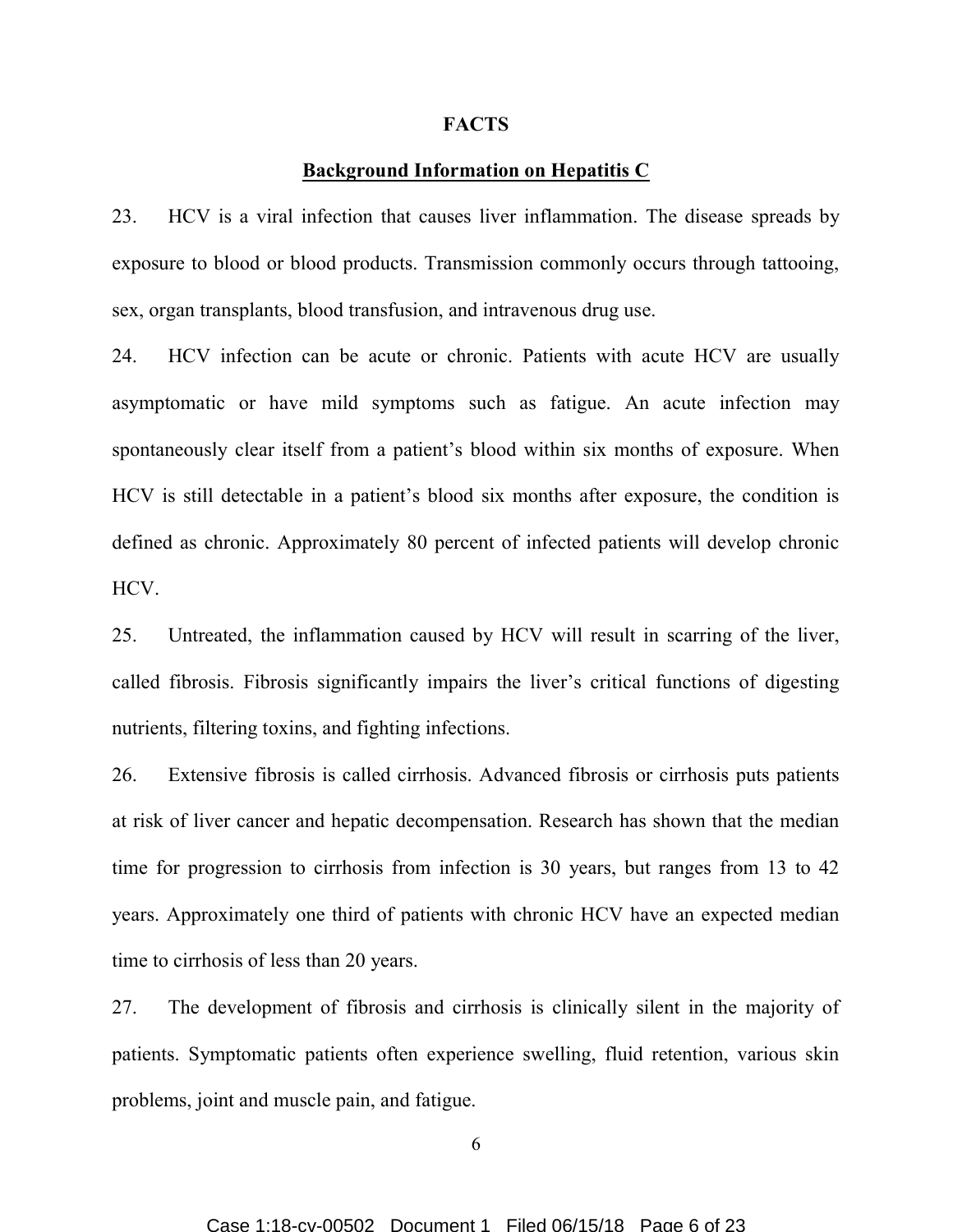## FACTS

### Background Information on Hepatitis C

23. HCV is a viral infection that causes liver inflammation. The disease spreads by exposure to blood or blood products. Transmission commonly occurs through tattooing, sex, organ transplants, blood transfusion, and intravenous drug use.

24. HCV infection can be acute or chronic. Patients with acute HCV are usually asymptomatic or have mild symptoms such as fatigue. An acute infection may spontaneously clear itself from a patient's blood within six months of exposure. When HCV is still detectable in a patient's blood six months after exposure, the condition is defined as chronic. Approximately 80 percent of infected patients will develop chronic HCV.

25. Untreated, the inflammation caused by HCV will result in scarring of the liver, called fibrosis. Fibrosis significantly impairs the liver's critical functions of digesting nutrients, filtering toxins, and fighting infections.

26. Extensive fibrosis is called cirrhosis. Advanced fibrosis or cirrhosis puts patients at risk of liver cancer and hepatic decompensation. Research has shown that the median time for progression to cirrhosis from infection is 30 years, but ranges from 13 to 42 years. Approximately one third of patients with chronic HCV have an expected median time to cirrhosis of less than 20 years.

27. The development of fibrosis and cirrhosis is clinically silent in the majority of patients. Symptomatic patients often experience swelling, fluid retention, various skin problems, joint and muscle pain, and fatigue.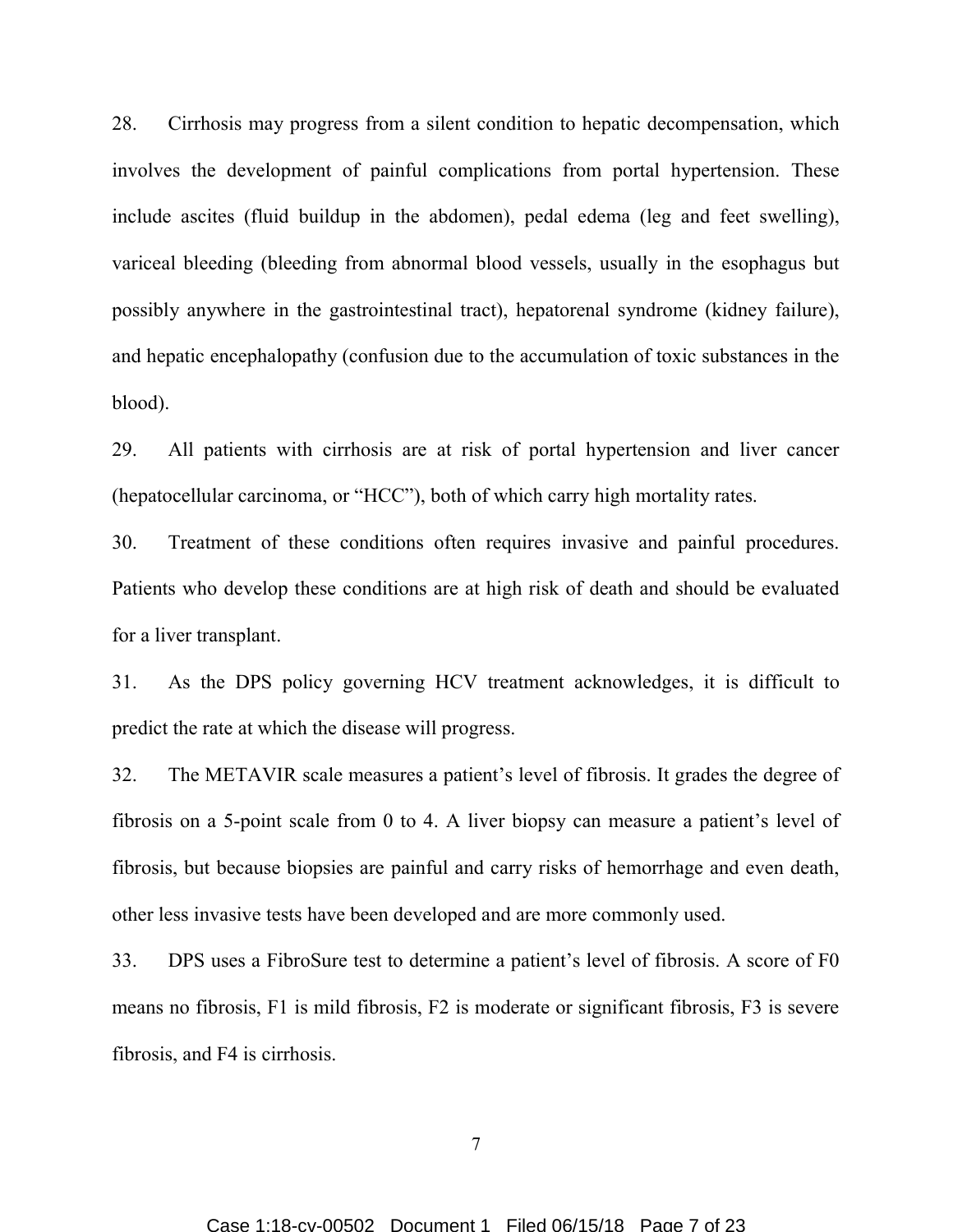28. Cirrhosis may progress from a silent condition to hepatic decompensation, which involves the development of painful complications from portal hypertension. These include ascites (fluid buildup in the abdomen), pedal edema (leg and feet swelling), variceal bleeding (bleeding from abnormal blood vessels, usually in the esophagus but possibly anywhere in the gastrointestinal tract), hepatorenal syndrome (kidney failure), and hepatic encephalopathy (confusion due to the accumulation of toxic substances in the blood).

29. All patients with cirrhosis are at risk of portal hypertension and liver cancer (hepatocellular carcinoma, or "HCC"), both of which carry high mortality rates.

30. Treatment of these conditions often requires invasive and painful procedures. Patients who develop these conditions are at high risk of death and should be evaluated for a liver transplant.

31. As the DPS policy governing HCV treatment acknowledges, it is difficult to predict the rate at which the disease will progress.

32. The METAVIR scale measures a patient's level of fibrosis. It grades the degree of fibrosis on a 5-point scale from 0 to 4. A liver biopsy can measure a patient's level of fibrosis, but because biopsies are painful and carry risks of hemorrhage and even death, other less invasive tests have been developed and are more commonly used.

33. DPS uses a FibroSure test to determine a patient's level of fibrosis. A score of F0 means no fibrosis, F1 is mild fibrosis, F2 is moderate or significant fibrosis, F3 is severe fibrosis, and F4 is cirrhosis.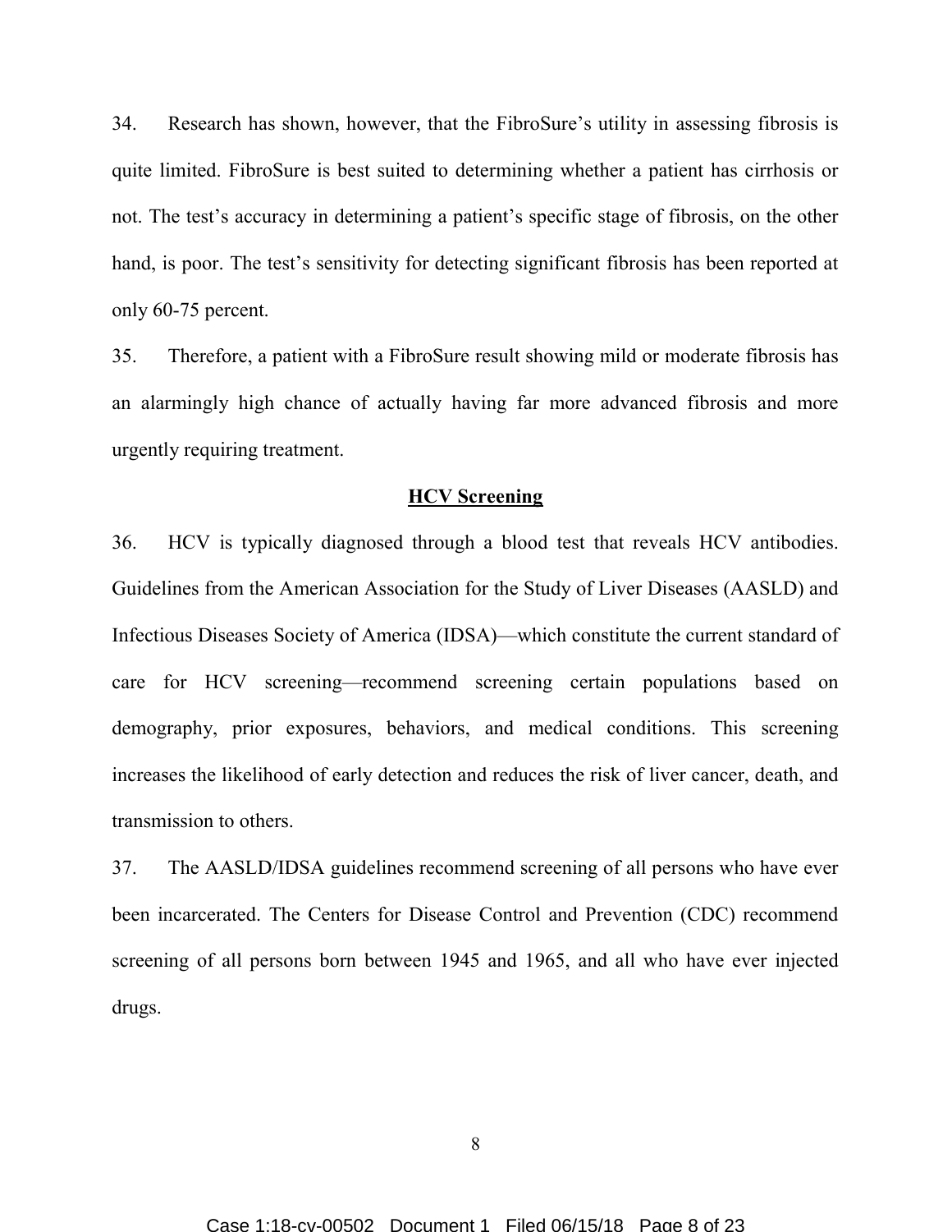34. Research has shown, however, that the FibroSure's utility in assessing fibrosis is quite limited. FibroSure is best suited to determining whether a patient has cirrhosis or not. The test's accuracy in determining a patient's specific stage of fibrosis, on the other hand, is poor. The test's sensitivity for detecting significant fibrosis has been reported at only 60-75 percent.

35. Therefore, a patient with a FibroSure result showing mild or moderate fibrosis has an alarmingly high chance of actually having far more advanced fibrosis and more urgently requiring treatment.

## HCV Screening

36. HCV is typically diagnosed through a blood test that reveals HCV antibodies. Guidelines from the American Association for the Study of Liver Diseases (AASLD) and Infectious Diseases Society of America (IDSA)—which constitute the current standard of care for HCV screening—recommend screening certain populations based on demography, prior exposures, behaviors, and medical conditions. This screening increases the likelihood of early detection and reduces the risk of liver cancer, death, and transmission to others.

37. The AASLD/IDSA guidelines recommend screening of all persons who have ever been incarcerated. The Centers for Disease Control and Prevention (CDC) recommend screening of all persons born between 1945 and 1965, and all who have ever injected drugs.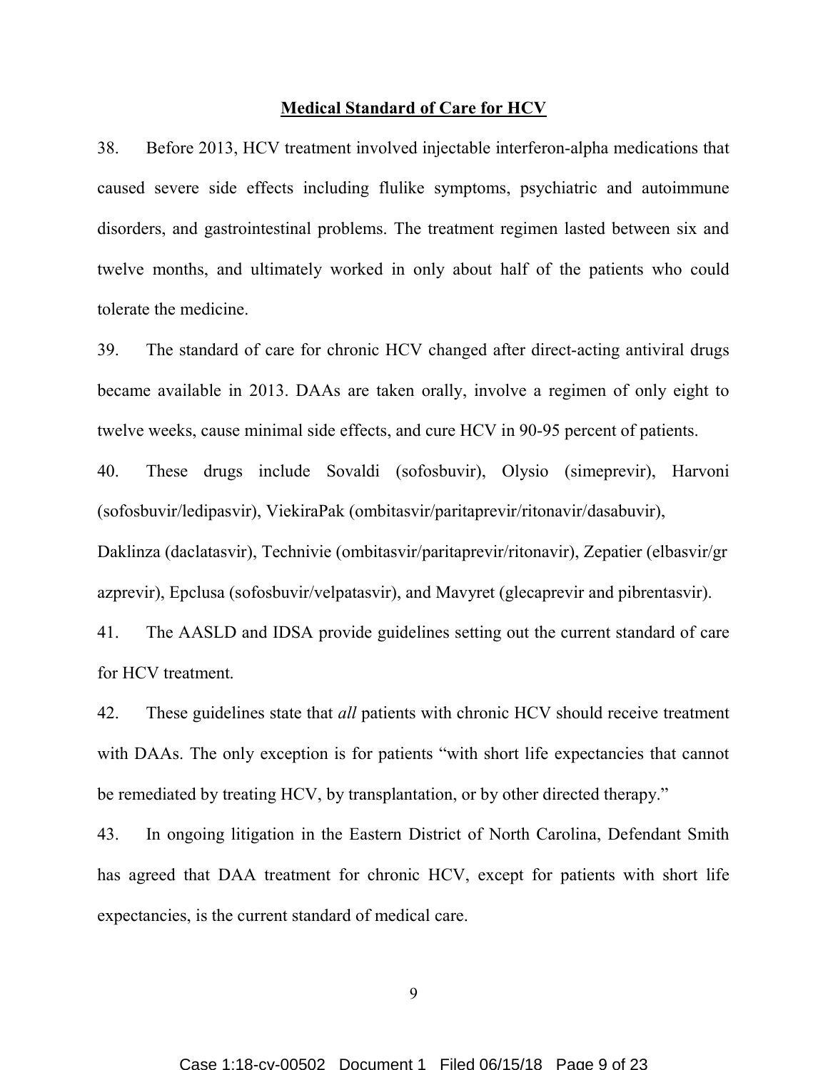**Medical Standard of Care for HCV**

38. Before 2013, HCV treatment involved injectable interferon-alpha medications that caused severe side effects including flulike symptoms, psychiatric and autoimmune disorders, and gastrointestinal problems. The treatment regimen lasted between six and twelve months, and ultimately worked in only about half of the patients who could tolerate the medicine.

39. The standard of care for chronic HCV changed after direct-acting antiviral drugs became available in 2013. DAAs are taken orally, involve a regimen of only eight to twelve weeks, cause minimal side effects, and cure HCV in 90-95 percent of patients.

40. These drugs include Sovaldi (sofosbuvir), Olysio (simeprevir), Harvoni (sofosbuvir/ledipasvir), ViekiraPak (ombitasvir/paritaprevir/ritonavir/dasabuvir), Daklinza (daclatasvir), Technivie (ombitasvir/paritaprevir/ritonavir), Zepatier (elbasvir/grazprevir), Epclusa (sofosbuvir/velpatasvir), and Mavyret (glecaprevir and pibrentasvir).

41. The AASLD and IDSA provide guidelines setting out the current standard of care for HCV treatment.

42. These guidelines state that *all* patients with chronic HCV should receive treatment with DAAs. The only exception is for patients "with short life expectancies that cannot be remediated by treating HCV, by transplantation, or by other directed therapy."

43. In ongoing litigation in the Eastern District of North Carolina, Defendant Smith has agreed that DAA treatment for chronic HCV, except for patients with short life expectancies, is the current standard of medical care.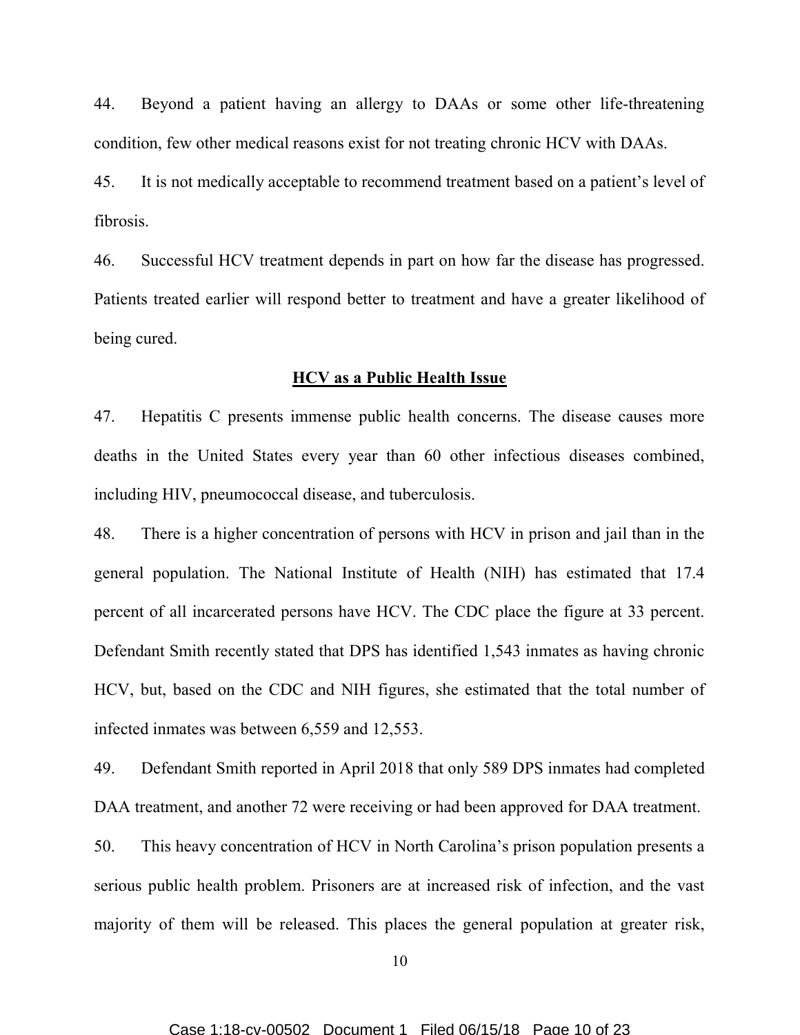44. Beyond a patient having an allergy to DAAs or some other life-threatening condition, few other medical reasons exist for not treating chronic HCV with DAAs.

45. It is not medically acceptable to recommend treatment based on a patient's level of fibrosis.

46. Successful HCV treatment depends in part on how far the disease has progressed. Patients treated earlier will respond better to treatment and have a greater likelihood of being cured.

## HCV as a Public Health Issue

47. Hepatitis C presents immense public health concerns. The disease causes more deaths in the United States every year than 60 other infectious diseases combined, including HIV, pneumococcal disease, and tuberculosis.

48. There is a higher concentration of persons with HCV in prison and jail than in the general population. The National Institute of Health (NIH) has estimated that 17.4 percent of all incarcerated persons have HCV. The CDC place the figure at 33 percent. Defendant Smith recently stated that DPS has identified 1,543 inmates as having chronic HCV, but, based on the CDC and NIH figures, she estimated that the total number of infected inmates was between 6,559 and 12,553.

49. Defendant Smith reported in April 2018 that only 589 DPS inmates had completed DAA treatment, and another 72 were receiving or had been approved for DAA treatment.

50. This heavy concentration of HCV in North Carolina's prison population presents a serious public health problem. Prisoners are at increased risk of infection, and the vast majority of them will be released. This places the general population at greater risk,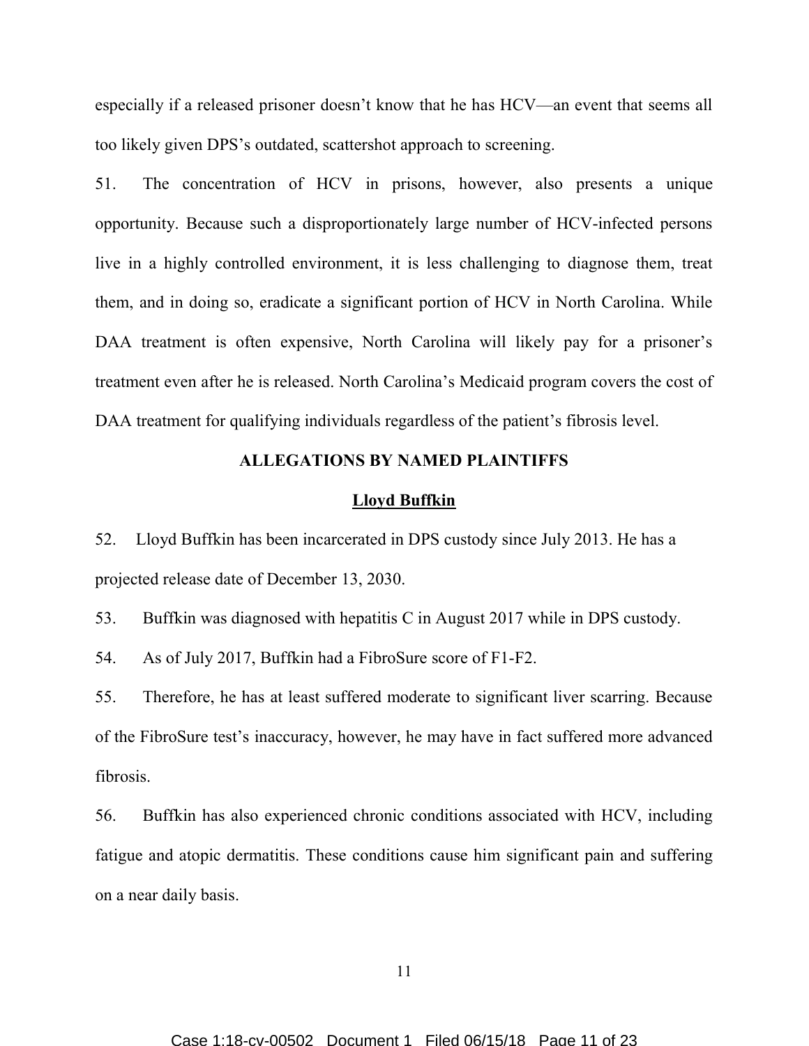especially if a released prisoner doesn't know that he has HCV—an event that seems all too likely given DPS's outdated, scattershot approach to screening.

51. The concentration of HCV in prisons, however, also presents a unique opportunity. Because such a disproportionately large number of HCV-infected persons live in a highly controlled environment, it is less challenging to diagnose them, treat them, and in doing so, eradicate a significant portion of HCV in North Carolina. While DAA treatment is often expensive, North Carolina will likely pay for a prisoner's treatment even after he is released. North Carolina's Medicaid program covers the cost of DAA treatment for qualifying individuals regardless of the patient's fibrosis level.

## ALLEGATIONS BY NAMED PLAINTIFFS

### Lloyd Buffkin

52. Lloyd Buffkin has been incarcerated in DPS custody since July 2013. He has a projected release date of December 13, 2030.

53. Buffkin was diagnosed with hepatitis C in August 2017 while in DPS custody.

54. As of July 2017, Buffkin had a FibroSure score of F1-F2.

55. Therefore, he has at least suffered moderate to significant liver scarring. Because of the FibroSure test's inaccuracy, however, he may have in fact suffered more advanced fibrosis.

56. Buffkin has also experienced chronic conditions associated with HCV, including fatigue and atopic dermatitis. These conditions cause him significant pain and suffering on a near daily basis.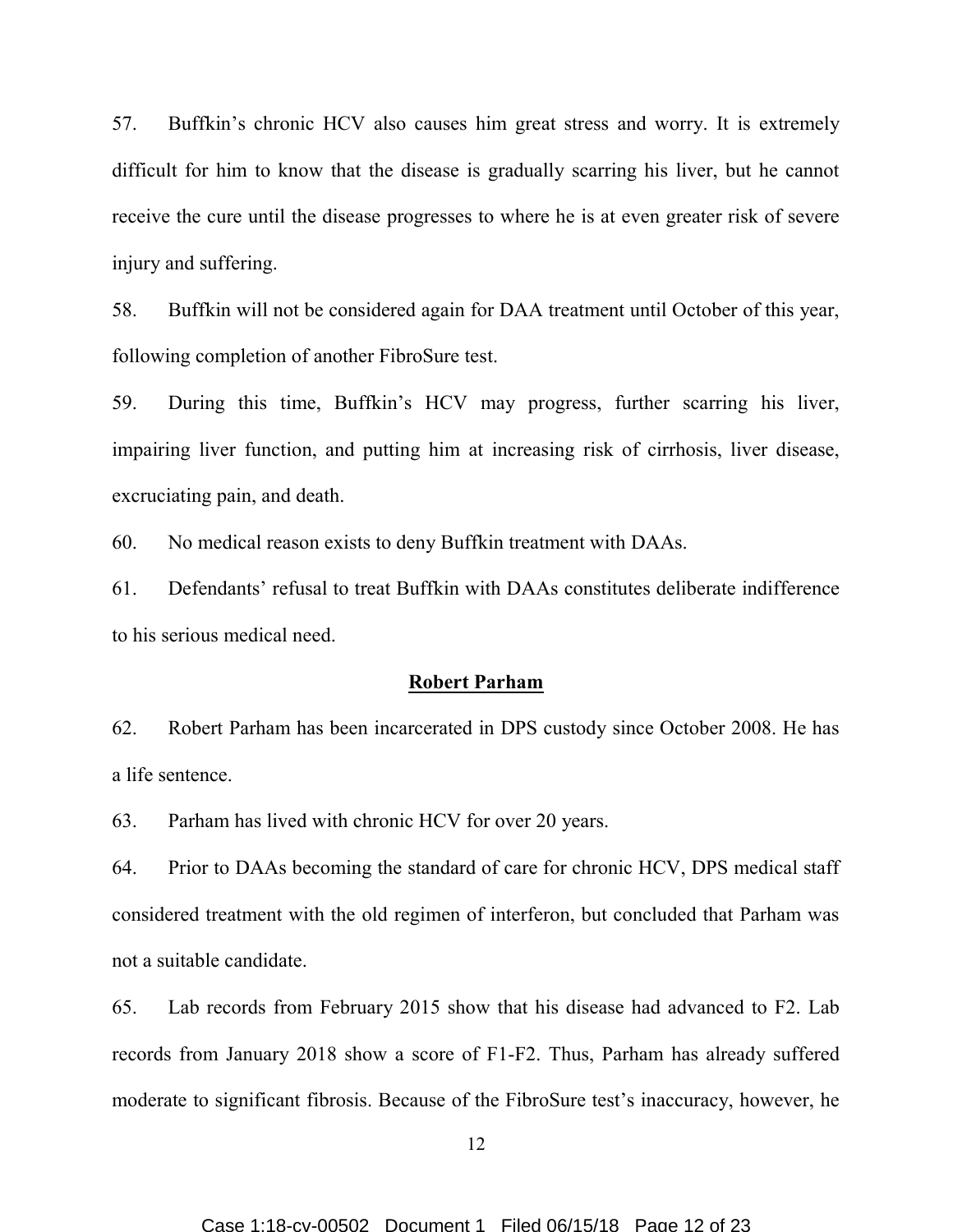57. Buffkin's chronic HCV also causes him great stress and worry. It is extremely difficult for him to know that the disease is gradually scarring his liver, but he cannot receive the cure until the disease progresses to where he is at even greater risk of severe injury and suffering.

58. Buffkin will not be considered again for DAA treatment until October of this year, following completion of another FibroSure test.

59. During this time, Buffkin's HCV may progress, further scarring his liver, impairing liver function, and putting him at increasing risk of cirrhosis, liver disease, excruciating pain, and death.

60. No medical reason exists to deny Buffkin treatment with DAAs.

61. Defendants' refusal to treat Buffkin with DAAs constitutes deliberate indifference to his serious medical need.

**Robert Parham**

62. Robert Parham has been incarcerated in DPS custody since October 2008. He has a life sentence.

63. Parham has lived with chronic HCV for over 20 years.

64. Prior to DAAs becoming the standard of care for chronic HCV, DPS medical staff considered treatment with the old regimen of interferon, but concluded that Parham was not a suitable candidate.

65. Lab records from February 2015 show that his disease had advanced to F2. Lab records from January 2018 show a score of F1-F2. Thus, Parham has already suffered moderate to significant fibrosis. Because of the FibroSure test's inaccuracy, however, he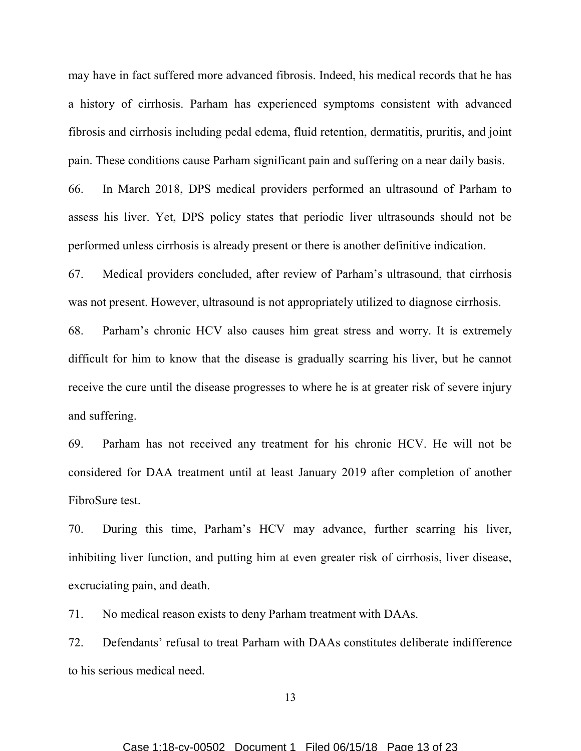may have in fact suffered more advanced fibrosis. Indeed, his medical records that he has a history of cirrhosis. Parham has experienced symptoms consistent with advanced fibrosis and cirrhosis including pedal edema, fluid retention, dermatitis, pruritis, and joint pain. These conditions cause Parham significant pain and suffering on a near daily basis.

66. In March 2018, DPS medical providers performed an ultrasound of Parham to assess his liver. Yet, DPS policy states that periodic liver ultrasounds should not be performed unless cirrhosis is already present or there is another definitive indication.

67. Medical providers concluded, after review of Parham's ultrasound, that cirrhosis was not present. However, ultrasound is not appropriately utilized to diagnose cirrhosis.

68. Parham's chronic HCV also causes him great stress and worry. It is extremely difficult for him to know that the disease is gradually scarring his liver, but he cannot receive the cure until the disease progresses to where he is at greater risk of severe injury and suffering.

69. Parham has not received any treatment for his chronic HCV. He will not be considered for DAA treatment until at least January 2019 after completion of another FibroSure test.

70. During this time, Parham's HCV may advance, further scarring his liver, inhibiting liver function, and putting him at even greater risk of cirrhosis, liver disease, excruciating pain, and death.

71. No medical reason exists to deny Parham treatment with DAAs.

72. Defendants' refusal to treat Parham with DAAs constitutes deliberate indifference to his serious medical need.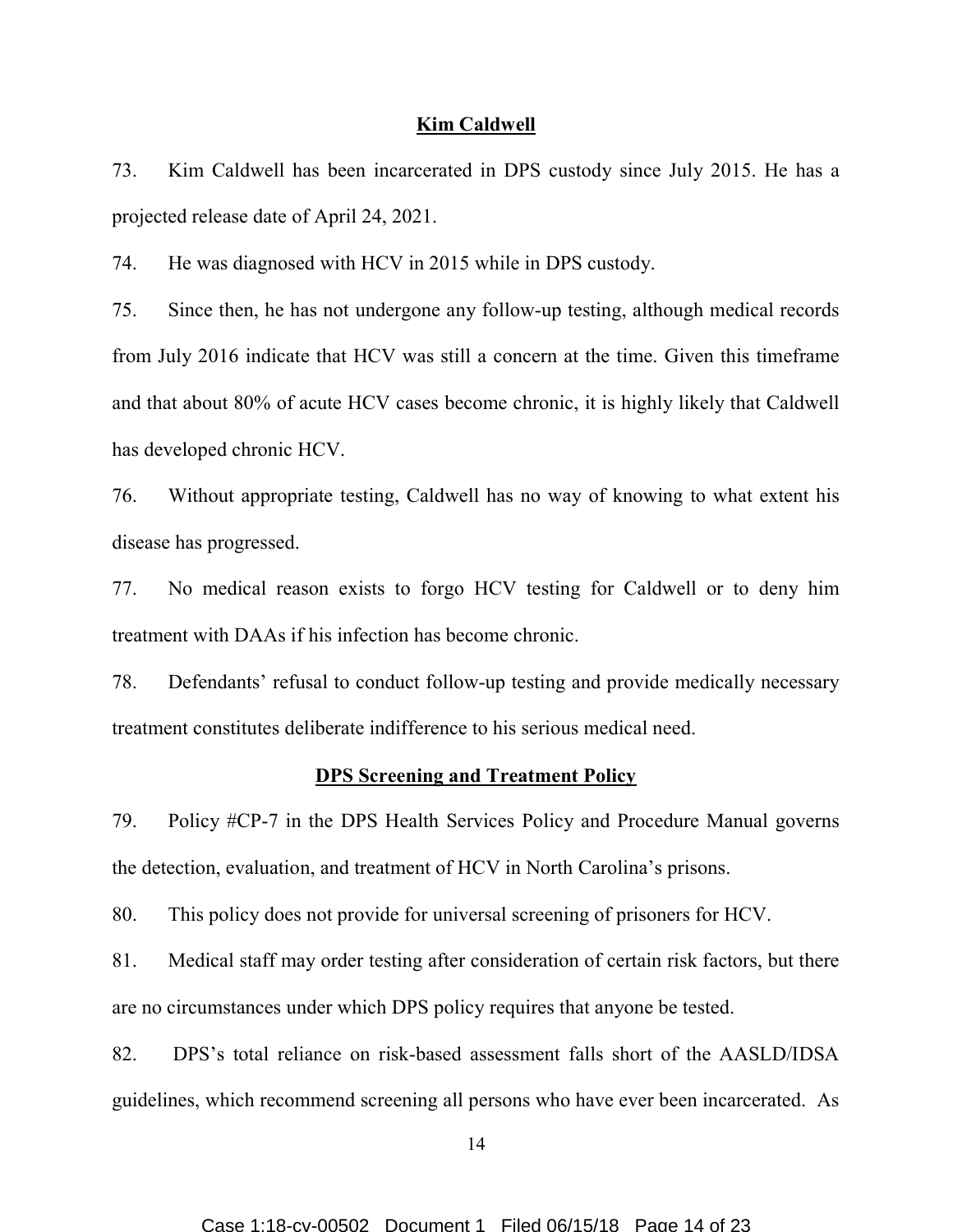## Kim Caldwell

73. Kim Caldwell has been incarcerated in DPS custody since July 2015. He has a projected release date of April 24, 2021.

74. He was diagnosed with HCV in 2015 while in DPS custody.

75. Since then, he has not undergone any follow-up testing, although medical records from July 2016 indicate that HCV was still a concern at the time. Given this timeframe and that about 80% of acute HCV cases become chronic, it is highly likely that Caldwell has developed chronic HCV.

76. Without appropriate testing, Caldwell has no way of knowing to what extent his disease has progressed.

77. No medical reason exists to forgo HCV testing for Caldwell or to deny him treatment with DAAs if his infection has become chronic.

78. Defendants' refusal to conduct follow-up testing and provide medically necessary treatment constitutes deliberate indifference to his serious medical need.

## DPS Screening and Treatment Policy

79. Policy #CP-7 in the DPS Health Services Policy and Procedure Manual governs the detection, evaluation, and treatment of HCV in North Carolina's prisons.

80. This policy does not provide for universal screening of prisoners for HCV.

81. Medical staff may order testing after consideration of certain risk factors, but there are no circumstances under which DPS policy requires that anyone be tested.

82. DPS's total reliance on risk-based assessment falls short of the AASLD/IDSA guidelines, which recommend screening all persons who have ever been incarcerated. As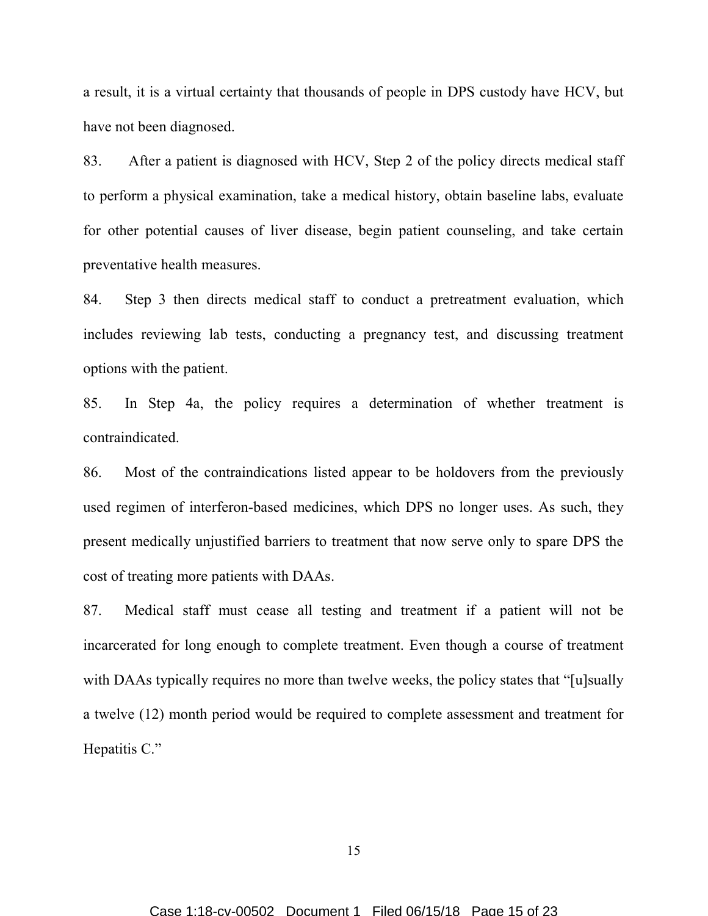a result, it is a virtual certainty that thousands of people in DPS custody have HCV, but have not been diagnosed.

83. After a patient is diagnosed with HCV, Step 2 of the policy directs medical staff to perform a physical examination, take a medical history, obtain baseline labs, evaluate for other potential causes of liver disease, begin patient counseling, and take certain preventative health measures.

84. Step 3 then directs medical staff to conduct a pretreatment evaluation, which includes reviewing lab tests, conducting a pregnancy test, and discussing treatment options with the patient.

85. In Step 4a, the policy requires a determination of whether treatment is contraindicated.

86. Most of the contraindications listed appear to be holdovers from the previously used regimen of interferon-based medicines, which DPS no longer uses. As such, they present medically unjustified barriers to treatment that now serve only to spare DPS the cost of treating more patients with DAAs.

87. Medical staff must cease all testing and treatment if a patient will not be incarcerated for long enough to complete treatment. Even though a course of treatment with DAAs typically requires no more than twelve weeks, the policy states that "[u]sually a twelve (12) month period would be required to complete assessment and treatment for Hepatitis C."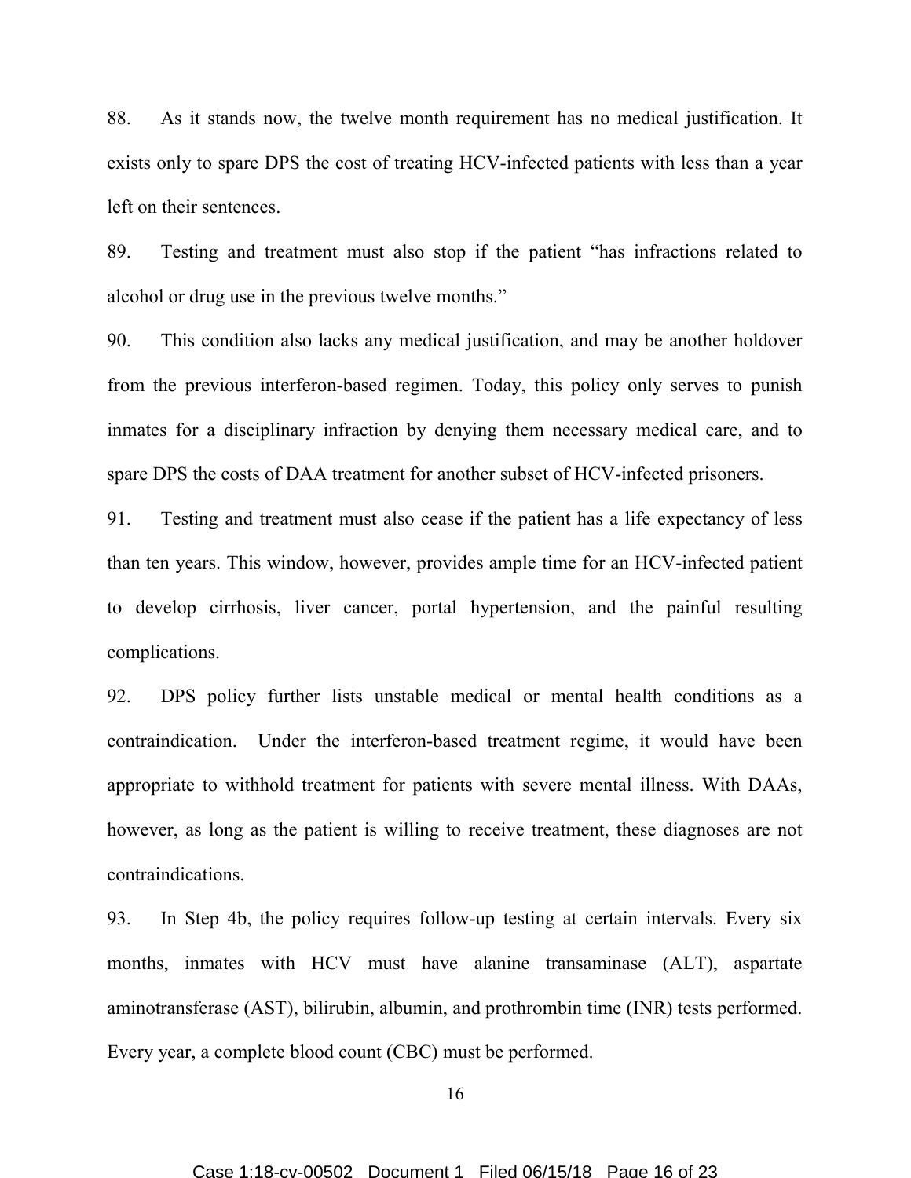88. As it stands now, the twelve month requirement has no medical justification. It exists only to spare DPS the cost of treating HCV-infected patients with less than a year left on their sentences.

89. Testing and treatment must also stop if the patient "has infractions related to alcohol or drug use in the previous twelve months."

90. This condition also lacks any medical justification, and may be another holdover from the previous interferon-based regimen. Today, this policy only serves to punish inmates for a disciplinary infraction by denying them necessary medical care, and to spare DPS the costs of DAA treatment for another subset of HCV-infected prisoners.

91. Testing and treatment must also cease if the patient has a life expectancy of less than ten years. This window, however, provides ample time for an HCV-infected patient to develop cirrhosis, liver cancer, portal hypertension, and the painful resulting complications.

92. DPS policy further lists unstable medical or mental health conditions as a contraindication. Under the interferon-based treatment regime, it would have been appropriate to withhold treatment for patients with severe mental illness. With DAAs, however, as long as the patient is willing to receive treatment, these diagnoses are not contraindications.

93. In Step 4b, the policy requires follow-up testing at certain intervals. Every six months, inmates with HCV must have alanine transaminase (ALT), aspartate aminotransferase (AST), bilirubin, albumin, and prothrombin time (INR) tests performed. Every year, a complete blood count (CBC) must be performed.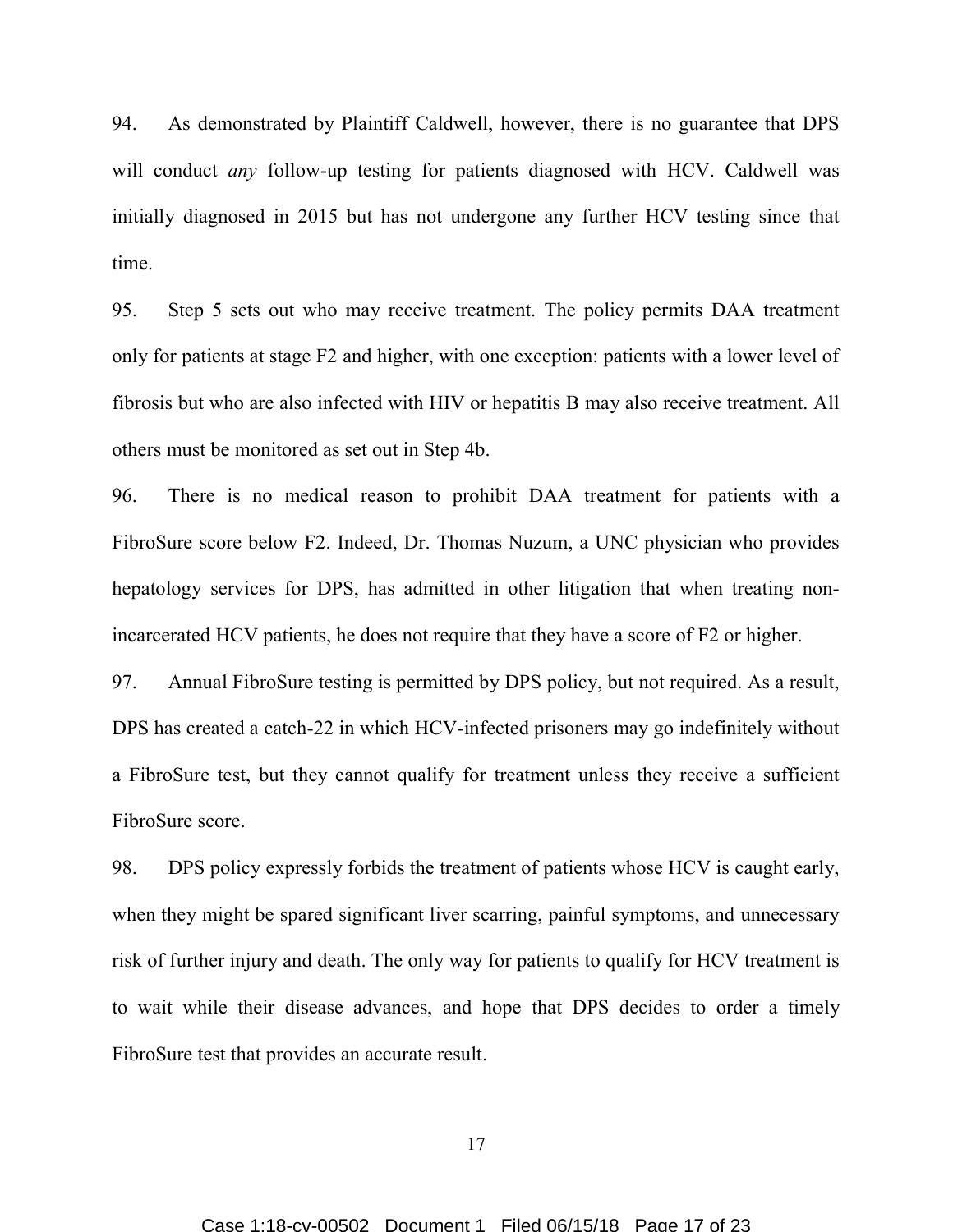94. As demonstrated by Plaintiff Caldwell, however, there is no guarantee that DPS will conduct *any* follow-up testing for patients diagnosed with HCV. Caldwell was initially diagnosed in 2015 but has not undergone any further HCV testing since that time.

95. Step 5 sets out who may receive treatment. The policy permits DAA treatment only for patients at stage F2 and higher, with one exception: patients with a lower level of fibrosis but who are also infected with HIV or hepatitis B may also receive treatment. All others must be monitored as set out in Step 4b.

96. There is no medical reason to prohibit DAA treatment for patients with a FibroSure score below F2. Indeed, Dr. Thomas Nuzum, a UNC physician who provides hepatology services for DPS, has admitted in other litigation that when treating non-incarcerated HCV patients, he does not require that they have a score of F2 or higher.

97. Annual FibroSure testing is permitted by DPS policy, but not required. As a result, DPS has created a catch-22 in which HCV-infected prisoners may go indefinitely without a FibroSure test, but they cannot qualify for treatment unless they receive a sufficient FibroSure score.

98. DPS policy expressly forbids the treatment of patients whose HCV is caught early, when they might be spared significant liver scarring, painful symptoms, and unnecessary risk of further injury and death. The only way for patients to qualify for HCV treatment is to wait while their disease advances, and hope that DPS decides to order a timely FibroSure test that provides an accurate result.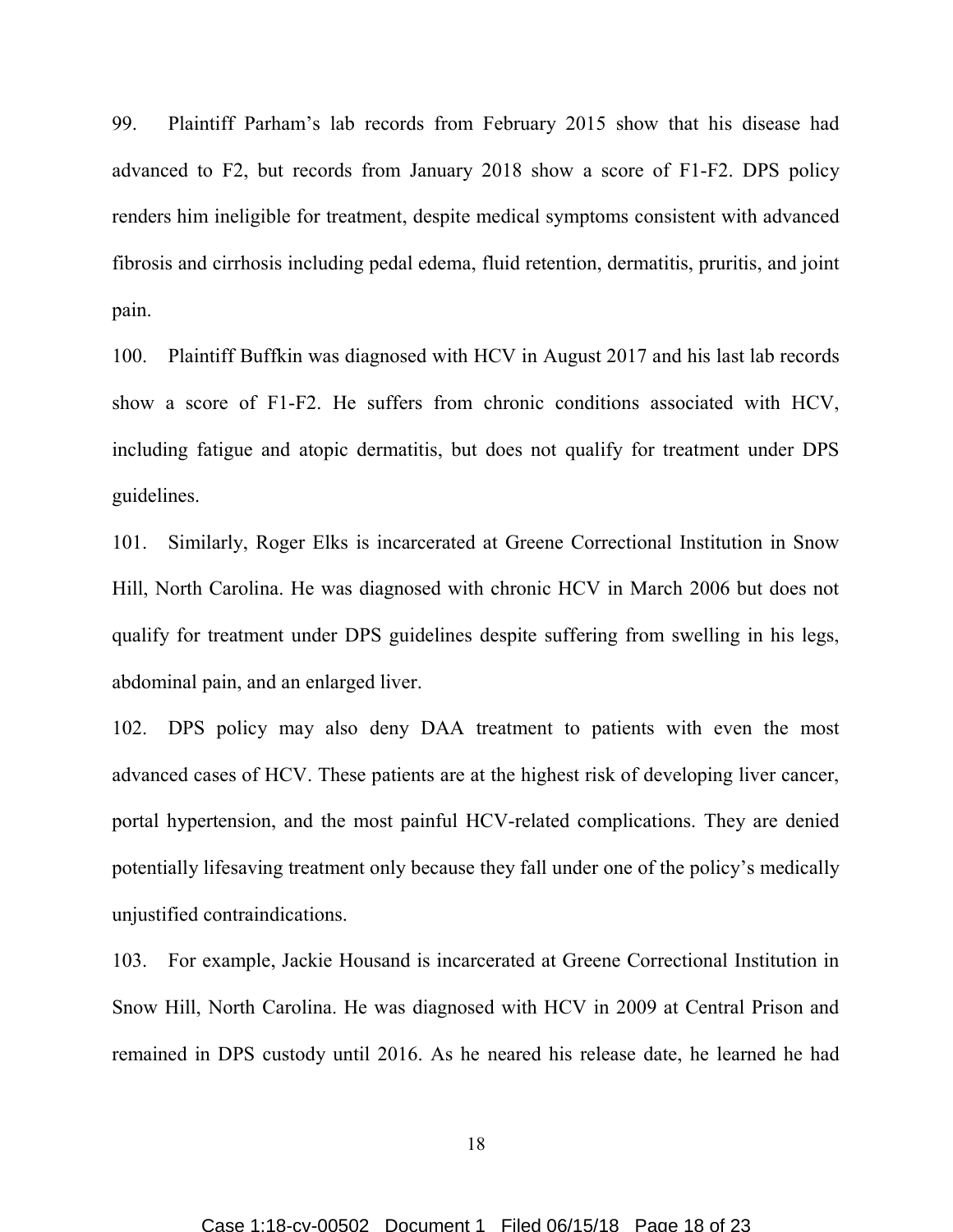99. Plaintiff Parham's lab records from February 2015 show that his disease had advanced to F2, but records from January 2018 show a score of F1-F2. DPS policy renders him ineligible for treatment, despite medical symptoms consistent with advanced fibrosis and cirrhosis including pedal edema, fluid retention, dermatitis, pruritis, and joint pain.

100. Plaintiff Buffkin was diagnosed with HCV in August 2017 and his last lab records show a score of F1-F2. He suffers from chronic conditions associated with HCV, including fatigue and atopic dermatitis, but does not qualify for treatment under DPS guidelines.

101. Similarly, Roger Elks is incarcerated at Greene Correctional Institution in Snow Hill, North Carolina. He was diagnosed with chronic HCV in March 2006 but does not qualify for treatment under DPS guidelines despite suffering from swelling in his legs, abdominal pain, and an enlarged liver.

102. DPS policy may also deny DAA treatment to patients with even the most advanced cases of HCV. These patients are at the highest risk of developing liver cancer, portal hypertension, and the most painful HCV-related complications. They are denied potentially lifesaving treatment only because they fall under one of the policy's medically unjustified contraindications.

103. For example, Jackie Housand is incarcerated at Greene Correctional Institution in Snow Hill, North Carolina. He was diagnosed with HCV in 2009 at Central Prison and remained in DPS custody until 2016. As he neared his release date, he learned he had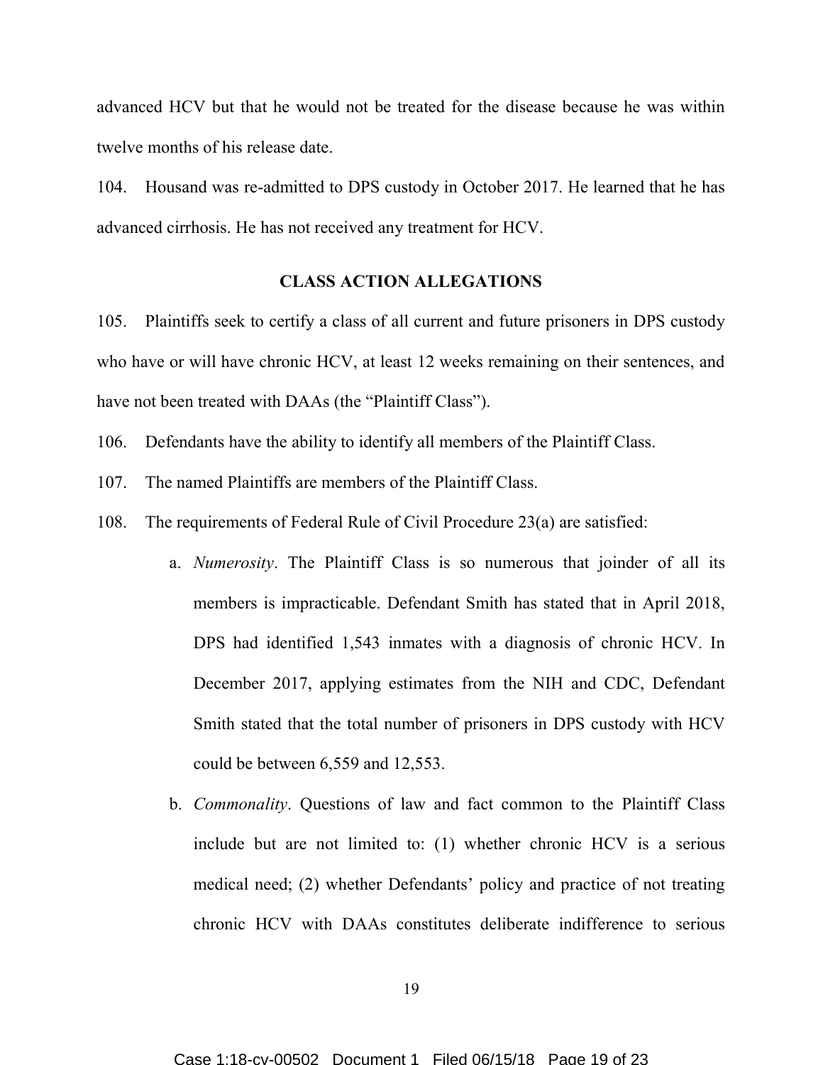advanced HCV but that he would not be treated for the disease because he was within twelve months of his release date.

104. Housand was re-admitted to DPS custody in October 2017. He learned that he has advanced cirrhosis. He has not received any treatment for HCV.

## CLASS ACTION ALLEGATIONS

105. Plaintiffs seek to certify a class of all current and future prisoners in DPS custody who have or will have chronic HCV, at least 12 weeks remaining on their sentences, and have not been treated with DAAs (the "Plaintiff Class").

106. Defendants have the ability to identify all members of the Plaintiff Class.

107. The named Plaintiffs are members of the Plaintiff Class.

108. The requirements of Federal Rule of Civil Procedure 23(a) are satisfied:

a. *Numerosity*. The Plaintiff Class is so numerous that joinder of all its members is impracticable. Defendant Smith has stated that in April 2018, DPS had identified 1,543 inmates with a diagnosis of chronic HCV. In December 2017, applying estimates from the NIH and CDC, Defendant Smith stated that the total number of prisoners in DPS custody with HCV could be between 6,559 and 12,553.

b. *Commonality*. Questions of law and fact common to the Plaintiff Class include but are not limited to: (1) whether chronic HCV is a serious medical need; (2) whether Defendants' policy and practice of not treating chronic HCV with DAAs constitutes deliberate indifference to serious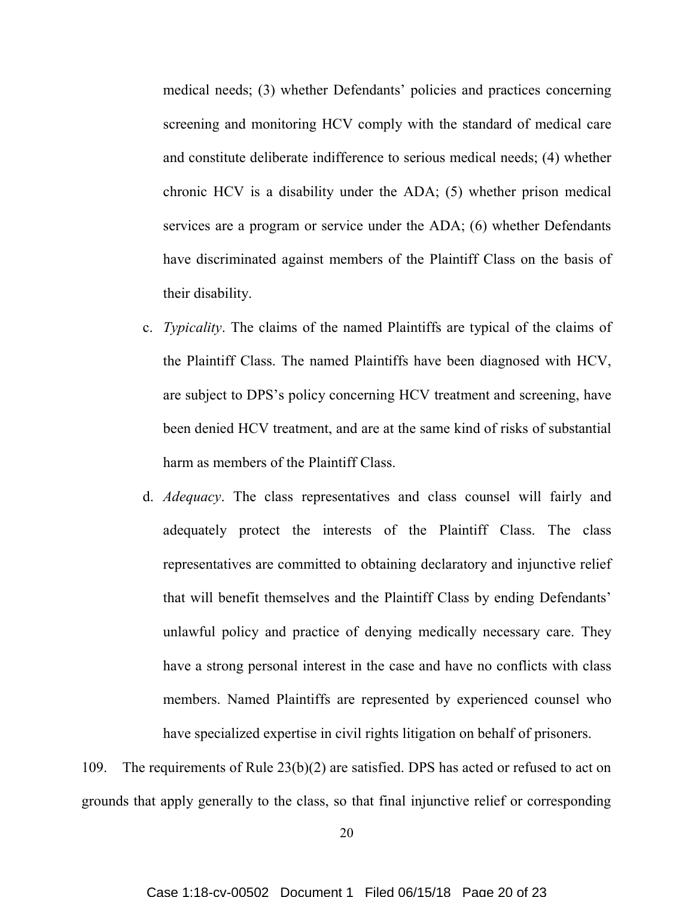medical needs; (3) whether Defendants' policies and practices concerning screening and monitoring HCV comply with the standard of medical care and constitute deliberate indifference to serious medical needs; (4) whether chronic HCV is a disability under the ADA; (5) whether prison medical services are a program or service under the ADA; (6) whether Defendants have discriminated against members of the Plaintiff Class on the basis of their disability.

c. *Typicality*. The claims of the named Plaintiffs are typical of the claims of the Plaintiff Class. The named Plaintiffs have been diagnosed with HCV, are subject to DPS's policy concerning HCV treatment and screening, have been denied HCV treatment, and are at the same kind of risks of substantial harm as members of the Plaintiff Class.

d. *Adequacy*. The class representatives and class counsel will fairly and adequately protect the interests of the Plaintiff Class. The class representatives are committed to obtaining declaratory and injunctive relief that will benefit themselves and the Plaintiff Class by ending Defendants' unlawful policy and practice of denying medically necessary care. They have a strong personal interest in the case and have no conflicts with class members. Named Plaintiffs are represented by experienced counsel who have specialized expertise in civil rights litigation on behalf of prisoners.

109. The requirements of Rule 23(b)(2) are satisfied. DPS has acted or refused to act on grounds that apply generally to the class, so that final injunctive relief or corresponding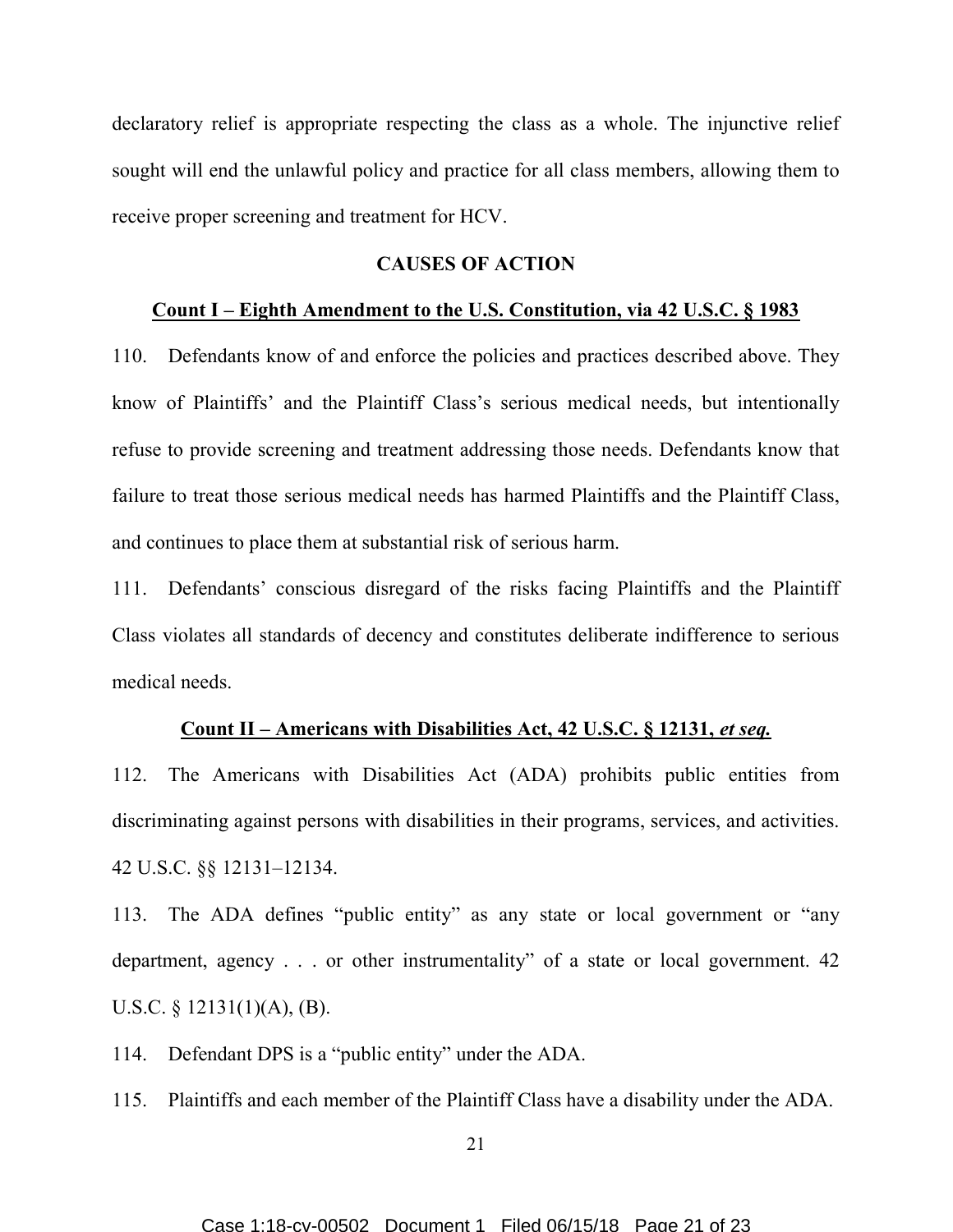declaratory relief is appropriate respecting the class as a whole. The injunctive relief sought will end the unlawful policy and practice for all class members, allowing them to receive proper screening and treatment for HCV.

## CAUSES OF ACTION

### Count I – Eighth Amendment to the U.S. Constitution, via 42 U.S.C. § 1983

110. Defendants know of and enforce the policies and practices described above. They know of Plaintiffs' and the Plaintiff Class's serious medical needs, but intentionally refuse to provide screening and treatment addressing those needs. Defendants know that failure to treat those serious medical needs has harmed Plaintiffs and the Plaintiff Class, and continues to place them at substantial risk of serious harm.

111. Defendants' conscious disregard of the risks facing Plaintiffs and the Plaintiff Class violates all standards of decency and constitutes deliberate indifference to serious medical needs.

### Count II – Americans with Disabilities Act, 42 U.S.C. § 12131, *et seq.*

112. The Americans with Disabilities Act (ADA) prohibits public entities from discriminating against persons with disabilities in their programs, services, and activities. 42 U.S.C. §§ 12131–12134.

113. The ADA defines "public entity" as any state or local government or "any department, agency . . . or other instrumentality" of a state or local government. 42 U.S.C. § 12131(1)(A), (B).

114. Defendant DPS is a "public entity" under the ADA.

115. Plaintiffs and each member of the Plaintiff Class have a disability under the ADA.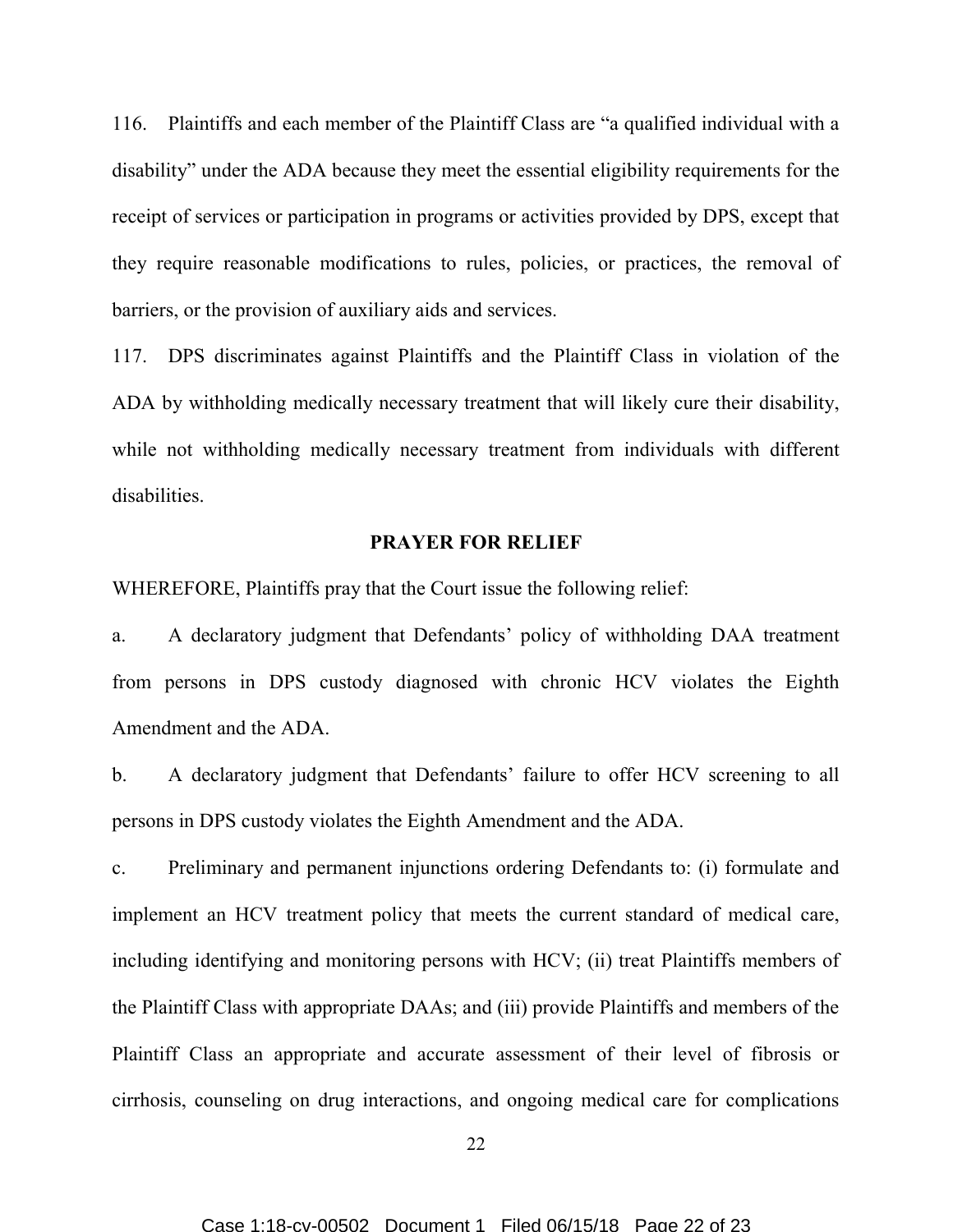116. Plaintiffs and each member of the Plaintiff Class are "a qualified individual with a disability" under the ADA because they meet the essential eligibility requirements for the receipt of services or participation in programs or activities provided by DPS, except that they require reasonable modifications to rules, policies, or practices, the removal of barriers, or the provision of auxiliary aids and services.

117. DPS discriminates against Plaintiffs and the Plaintiff Class in violation of the ADA by withholding medically necessary treatment that will likely cure their disability, while not withholding medically necessary treatment from individuals with different disabilities.

**PRAYER FOR RELIEF**

WHEREFORE, Plaintiffs pray that the Court issue the following relief:

a. A declaratory judgment that Defendants' policy of withholding DAA treatment from persons in DPS custody diagnosed with chronic HCV violates the Eighth Amendment and the ADA.

b. A declaratory judgment that Defendants' failure to offer HCV screening to all persons in DPS custody violates the Eighth Amendment and the ADA.

c. Preliminary and permanent injunctions ordering Defendants to: (i) formulate and implement an HCV treatment policy that meets the current standard of medical care, including identifying and monitoring persons with HCV; (ii) treat Plaintiffs members of the Plaintiff Class with appropriate DAAs; and (iii) provide Plaintiffs and members of the Plaintiff Class an appropriate and accurate assessment of their level of fibrosis or cirrhosis, counseling on drug interactions, and ongoing medical care for complications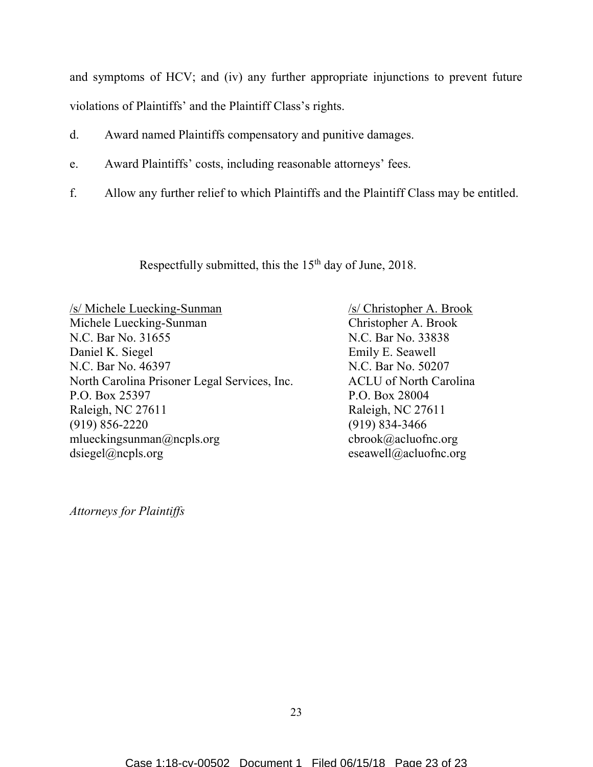and symptoms of HCV; and (iv) any further appropriate injunctions to prevent future violations of Plaintiffs' and the Plaintiff Class's rights.

d. Award named Plaintiffs compensatory and punitive damages.

e. Award Plaintiffs' costs, including reasonable attorneys' fees.

f. Allow any further relief to which Plaintiffs and the Plaintiff Class may be entitled.

Respectfully submitted, this the 15th day of June, 2018.

/s/ Michele Luecking-Sunman
Michele Luecking-Sunman
N.C. Bar No. 31655
Daniel K. Siegel
N.C. Bar No. 46397
North Carolina Prisoner Legal Services, Inc.
P.O. Box 25397
Raleigh, NC 27611
(919) 856-2220
mlueckingsunman@ncpls.org
dsiegel@ncpls.org

/s/ Christopher A. Brook
Christopher A. Brook
N.C. Bar No. 33838
Emily E. Seawell
N.C. Bar No. 50207
ACLU of North Carolina
P.O. Box 28004
Raleigh, NC 27611
(919) 834-3466
cbrook@acluofnc.org
eseawell@acluofnc.org

*Attorneys for Plaintiffs*